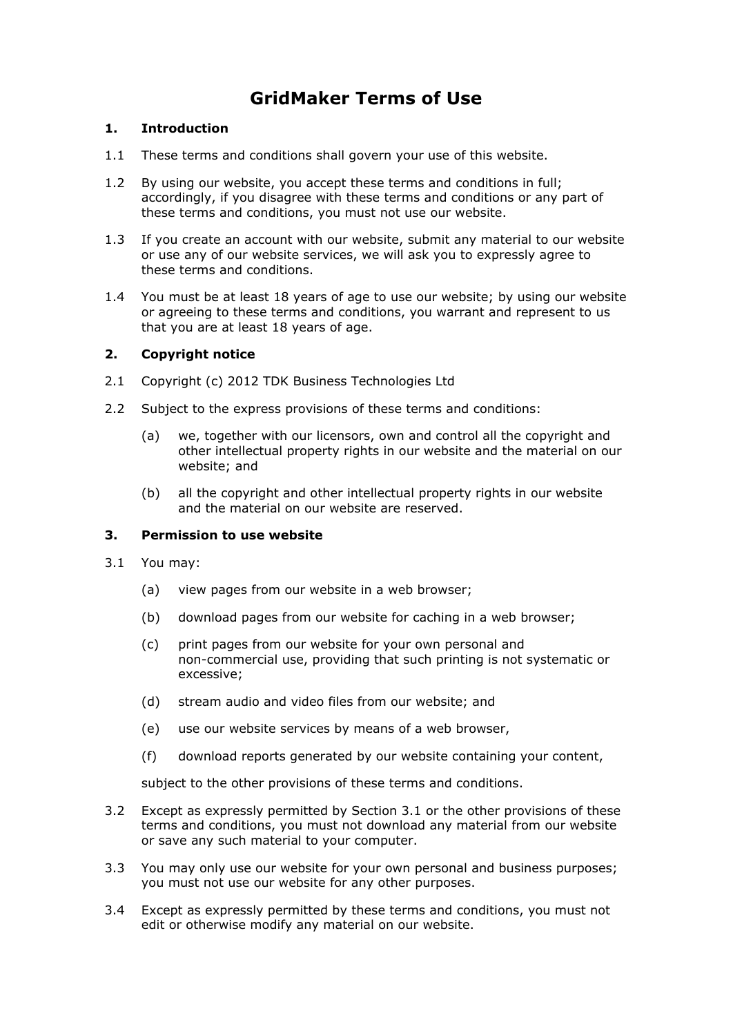# GridMaker Terms of Use

## 1. Introduction

1.1 These terms and conditions shall govern your use of this website.

1.2 By using our website, you accept these terms and conditions in full; accordingly, if you disagree with these terms and conditions or any part of these terms and conditions, you must not use our website.

1.3 If you create an account with our website, submit any material to our website or use any of our website services, we will ask you to expressly agree to these terms and conditions.

1.4 You must be at least 18 years of age to use our website; by using our website or agreeing to these terms and conditions, you warrant and represent to us that you are at least 18 years of age.

## 2. Copyright notice

2.1 Copyright (c) 2012 TDK Business Technologies Ltd

2.2 Subject to the express provisions of these terms and conditions:

- (a) we, together with our licensors, own and control all the copyright and other intellectual property rights in our website and the material on our website; and
- (b) all the copyright and other intellectual property rights in our website and the material on our website are reserved.

## 3. Permission to use website

3.1 You may:

- (a) view pages from our website in a web browser;
- (b) download pages from our website for caching in a web browser;
- (c) print pages from our website for your own personal and non-commercial use, providing that such printing is not systematic or excessive;
- (d) stream audio and video files from our website; and
- (e) use our website services by means of a web browser,
- (f) download reports generated by our website containing your content,

subject to the other provisions of these terms and conditions.

3.2 Except as expressly permitted by Section 3.1 or the other provisions of these terms and conditions, you must not download any material from our website or save any such material to your computer.

3.3 You may only use our website for your own personal and business purposes; you must not use our website for any other purposes.

3.4 Except as expressly permitted by these terms and conditions, you must not edit or otherwise modify any material on our website.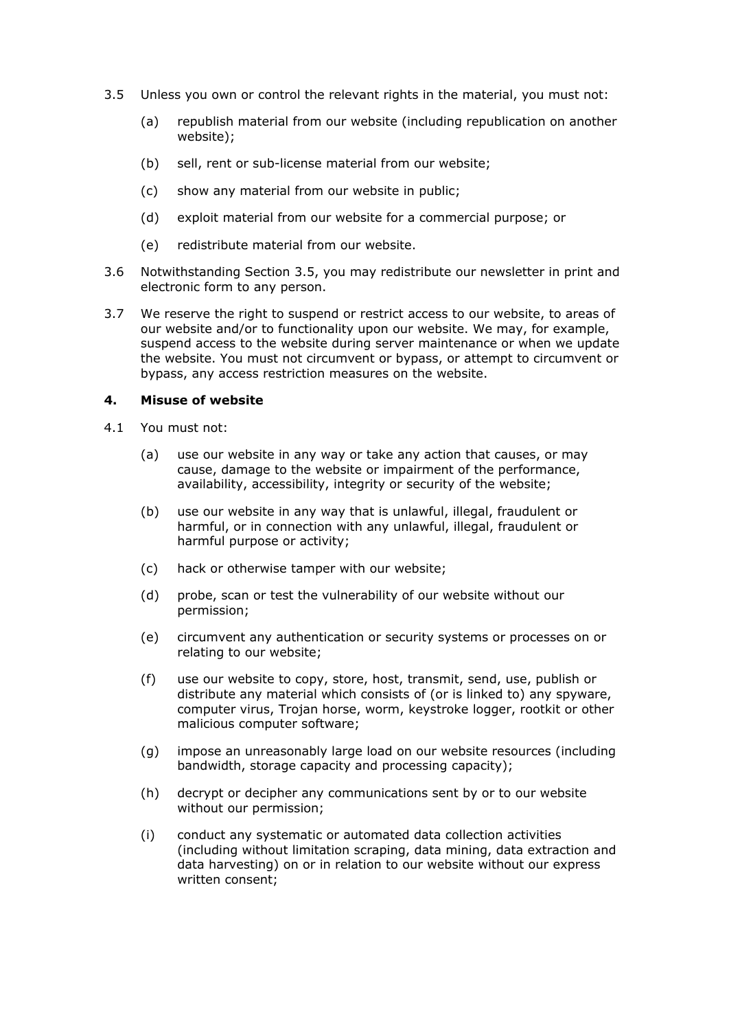3.5 Unless you own or control the relevant rights in the material, you must not:

(a) republish material from our website (including republication on another website);

(b) sell, rent or sub-license material from our website;

(c) show any material from our website in public;

(d) exploit material from our website for a commercial purpose; or

(e) redistribute material from our website.

3.6 Notwithstanding Section 3.5, you may redistribute our newsletter in print and electronic form to any person.

3.7 We reserve the right to suspend or restrict access to our website, to areas of our website and/or to functionality upon our website. We may, for example, suspend access to the website during server maintenance or when we update the website. You must not circumvent or bypass, or attempt to circumvent or bypass, any access restriction measures on the website.

## 4. Misuse of website

4.1 You must not:

(a) use our website in any way or take any action that causes, or may cause, damage to the website or impairment of the performance, availability, accessibility, integrity or security of the website;

(b) use our website in any way that is unlawful, illegal, fraudulent or harmful, or in connection with any unlawful, illegal, fraudulent or harmful purpose or activity;

(c) hack or otherwise tamper with our website;

(d) probe, scan or test the vulnerability of our website without our permission;

(e) circumvent any authentication or security systems or processes on or relating to our website;

(f) use our website to copy, store, host, transmit, send, use, publish or distribute any material which consists of (or is linked to) any spyware, computer virus, Trojan horse, worm, keystroke logger, rootkit or other malicious computer software;

(g) impose an unreasonably large load on our website resources (including bandwidth, storage capacity and processing capacity);

(h) decrypt or decipher any communications sent by or to our website without our permission;

(i) conduct any systematic or automated data collection activities (including without limitation scraping, data mining, data extraction and data harvesting) on or in relation to our website without our express written consent;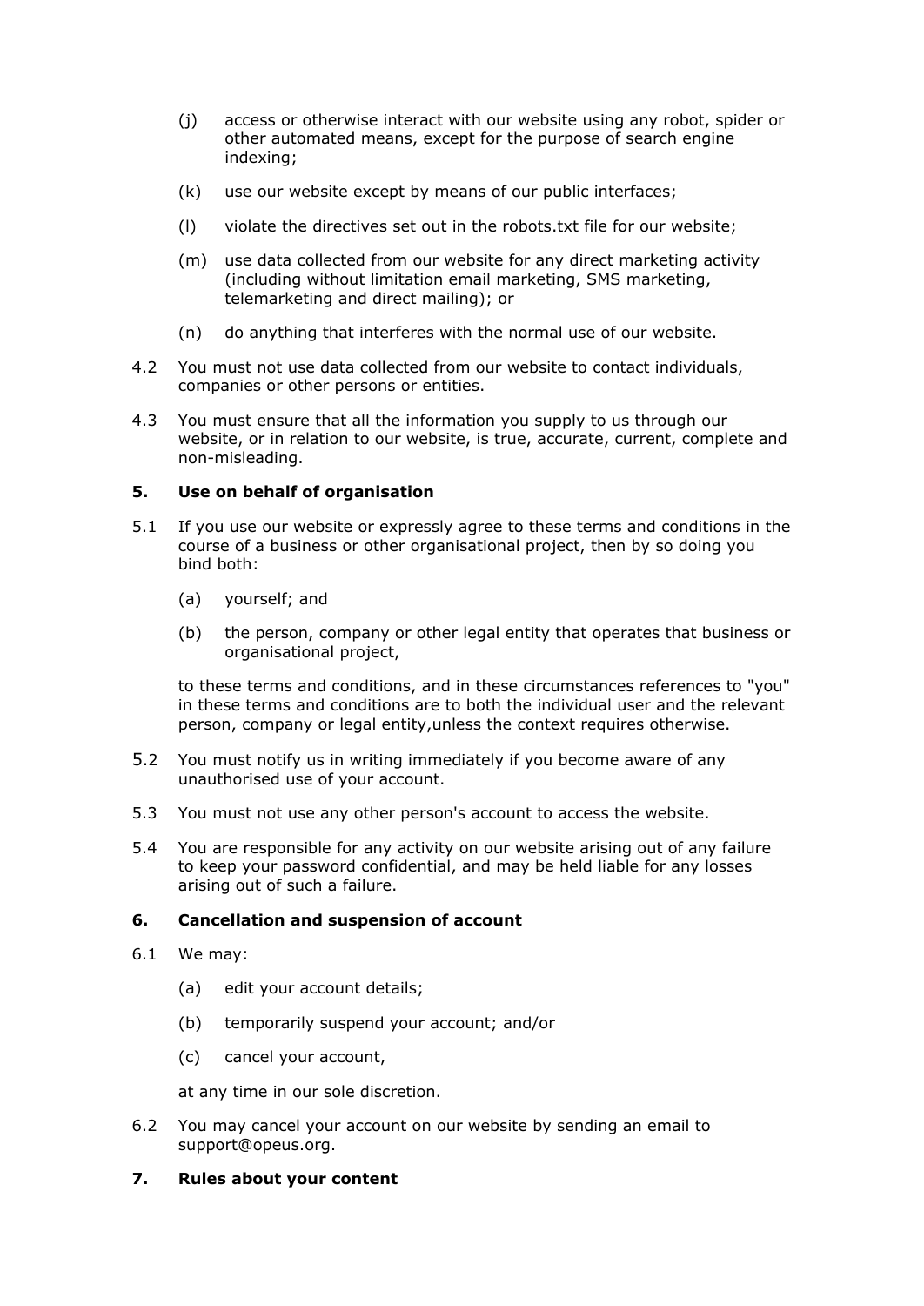(j) access or otherwise interact with our website using any robot, spider or other automated means, except for the purpose of search engine indexing;

(k) use our website except by means of our public interfaces;

(l) violate the directives set out in the robots.txt file for our website;

(m) use data collected from our website for any direct marketing activity (including without limitation email marketing, SMS marketing, telemarketing and direct mailing); or

(n) do anything that interferes with the normal use of our website.

4.2 You must not use data collected from our website to contact individuals, companies or other persons or entities.

4.3 You must ensure that all the information you supply to us through our website, or in relation to our website, is true, accurate, current, complete and non-misleading.

## 5. Use on behalf of organisation

5.1 If you use our website or expressly agree to these terms and conditions in the course of a business or other organisational project, then by so doing you bind both:

(a) yourself; and

(b) the person, company or other legal entity that operates that business or organisational project,

to these terms and conditions, and in these circumstances references to "you" in these terms and conditions are to both the individual user and the relevant person, company or legal entity,unless the context requires otherwise.

5.2 You must notify us in writing immediately if you become aware of any unauthorised use of your account.

5.3 You must not use any other person's account to access the website.

5.4 You are responsible for any activity on our website arising out of any failure to keep your password confidential, and may be held liable for any losses arising out of such a failure.

## 6. Cancellation and suspension of account

6.1 We may:

(a) edit your account details;

(b) temporarily suspend your account; and/or

(c) cancel your account,

at any time in our sole discretion.

6.2 You may cancel your account on our website by sending an email to support@opeus.org.

## 7. Rules about your content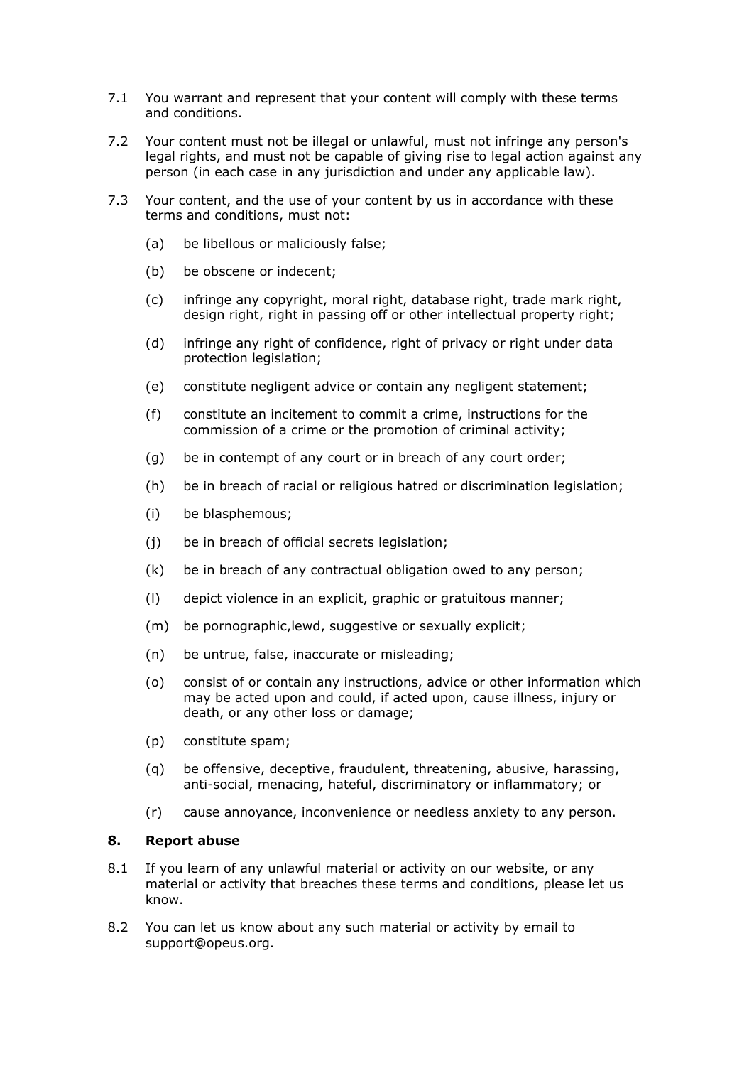7.1 You warrant and represent that your content will comply with these terms and conditions.

7.2 Your content must not be illegal or unlawful, must not infringe any person's legal rights, and must not be capable of giving rise to legal action against any person (in each case in any jurisdiction and under any applicable law).

7.3 Your content, and the use of your content by us in accordance with these terms and conditions, must not:

(a) be libellous or maliciously false;

(b) be obscene or indecent;

(c) infringe any copyright, moral right, database right, trade mark right, design right, right in passing off or other intellectual property right;

(d) infringe any right of confidence, right of privacy or right under data protection legislation;

(e) constitute negligent advice or contain any negligent statement;

(f) constitute an incitement to commit a crime, instructions for the commission of a crime or the promotion of criminal activity;

(g) be in contempt of any court or in breach of any court order;

(h) be in breach of racial or religious hatred or discrimination legislation;

(i) be blasphemous;

(j) be in breach of official secrets legislation;

(k) be in breach of any contractual obligation owed to any person;

(l) depict violence in an explicit, graphic or gratuitous manner;

(m) be pornographic,lewd, suggestive or sexually explicit;

(n) be untrue, false, inaccurate or misleading;

(o) consist of or contain any instructions, advice or other information which may be acted upon and could, if acted upon, cause illness, injury or death, or any other loss or damage;

(p) constitute spam;

(q) be offensive, deceptive, fraudulent, threatening, abusive, harassing, anti-social, menacing, hateful, discriminatory or inflammatory; or

(r) cause annoyance, inconvenience or needless anxiety to any person.

## 8. Report abuse

8.1 If you learn of any unlawful material or activity on our website, or any material or activity that breaches these terms and conditions, please let us know.

8.2 You can let us know about any such material or activity by email to support@opeus.org.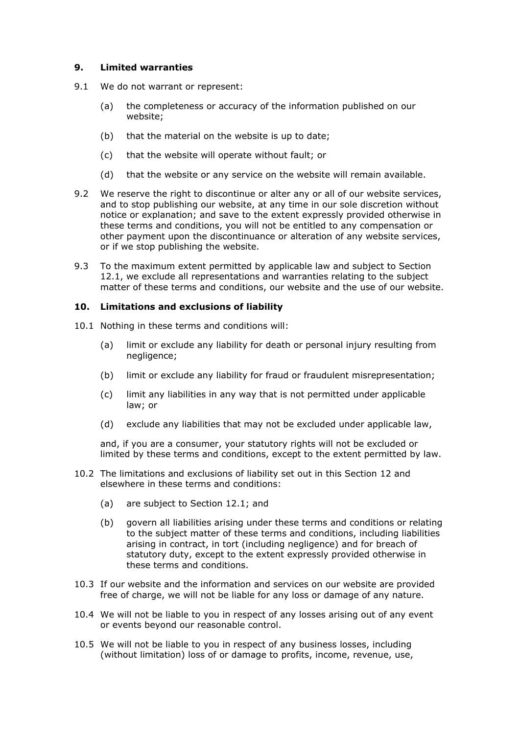## 9. Limited warranties

9.1 We do not warrant or represent:

- (a) the completeness or accuracy of the information published on our website;
- (b) that the material on the website is up to date;
- (c) that the website will operate without fault; or
- (d) that the website or any service on the website will remain available.

9.2 We reserve the right to discontinue or alter any or all of our website services, and to stop publishing our website, at any time in our sole discretion without notice or explanation; and save to the extent expressly provided otherwise in these terms and conditions, you will not be entitled to any compensation or other payment upon the discontinuance or alteration of any website services, or if we stop publishing the website.

9.3 To the maximum extent permitted by applicable law and subject to Section 12.1, we exclude all representations and warranties relating to the subject matter of these terms and conditions, our website and the use of our website.

## 10. Limitations and exclusions of liability

10.1 Nothing in these terms and conditions will:

- (a) limit or exclude any liability for death or personal injury resulting from negligence;
- (b) limit or exclude any liability for fraud or fraudulent misrepresentation;
- (c) limit any liabilities in any way that is not permitted under applicable law; or
- (d) exclude any liabilities that may not be excluded under applicable law,

and, if you are a consumer, your statutory rights will not be excluded or limited by these terms and conditions, except to the extent permitted by law.

10.2 The limitations and exclusions of liability set out in this Section 12 and elsewhere in these terms and conditions:

- (a) are subject to Section 12.1; and
- (b) govern all liabilities arising under these terms and conditions or relating to the subject matter of these terms and conditions, including liabilities arising in contract, in tort (including negligence) and for breach of statutory duty, except to the extent expressly provided otherwise in these terms and conditions.

10.3 If our website and the information and services on our website are provided free of charge, we will not be liable for any loss or damage of any nature.

10.4 We will not be liable to you in respect of any losses arising out of any event or events beyond our reasonable control.

10.5 We will not be liable to you in respect of any business losses, including (without limitation) loss of or damage to profits, income, revenue, use,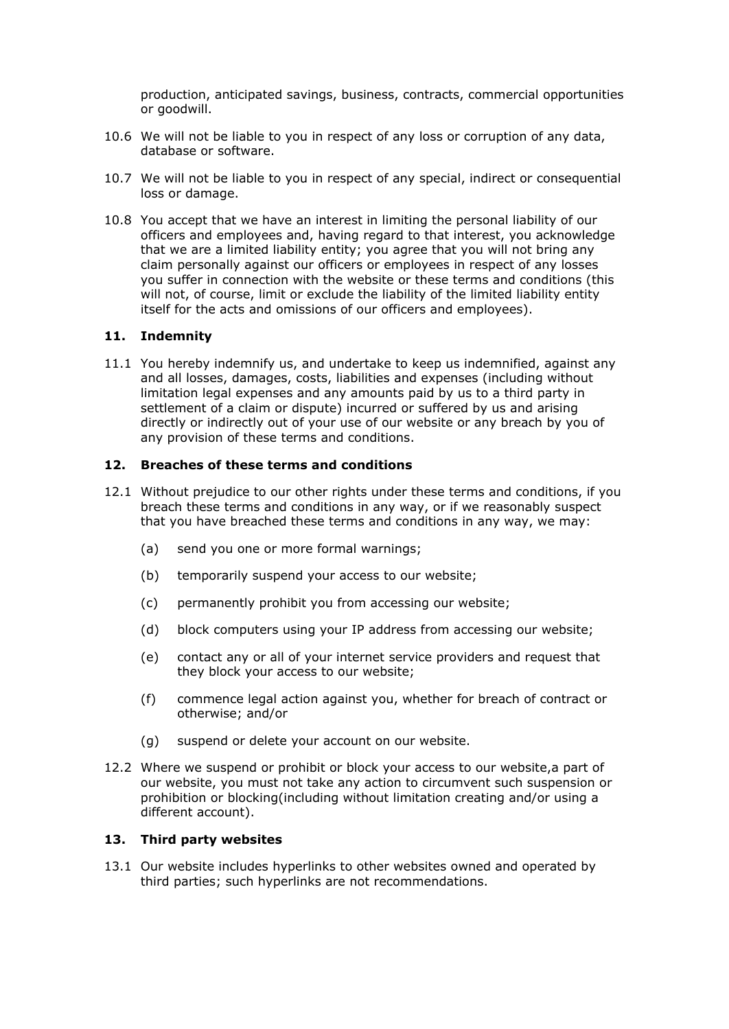production, anticipated savings, business, contracts, commercial opportunities or goodwill.

10.6 We will not be liable to you in respect of any loss or corruption of any data, database or software.

10.7 We will not be liable to you in respect of any special, indirect or consequential loss or damage.

10.8 You accept that we have an interest in limiting the personal liability of our officers and employees and, having regard to that interest, you acknowledge that we are a limited liability entity; you agree that you will not bring any claim personally against our officers or employees in respect of any losses you suffer in connection with the website or these terms and conditions (this will not, of course, limit or exclude the liability of the limited liability entity itself for the acts and omissions of our officers and employees).

## 11. Indemnity

11.1 You hereby indemnify us, and undertake to keep us indemnified, against any and all losses, damages, costs, liabilities and expenses (including without limitation legal expenses and any amounts paid by us to a third party in settlement of a claim or dispute) incurred or suffered by us and arising directly or indirectly out of your use of our website or any breach by you of any provision of these terms and conditions.

## 12. Breaches of these terms and conditions

12.1 Without prejudice to our other rights under these terms and conditions, if you breach these terms and conditions in any way, or if we reasonably suspect that you have breached these terms and conditions in any way, we may:

(a) send you one or more formal warnings;

(b) temporarily suspend your access to our website;

(c) permanently prohibit you from accessing our website;

(d) block computers using your IP address from accessing our website;

(e) contact any or all of your internet service providers and request that they block your access to our website;

(f) commence legal action against you, whether for breach of contract or otherwise; and/or

(g) suspend or delete your account on our website.

12.2 Where we suspend or prohibit or block your access to our website,a part of our website, you must not take any action to circumvent such suspension or prohibition or blocking(including without limitation creating and/or using a different account).

## 13. Third party websites

13.1 Our website includes hyperlinks to other websites owned and operated by third parties; such hyperlinks are not recommendations.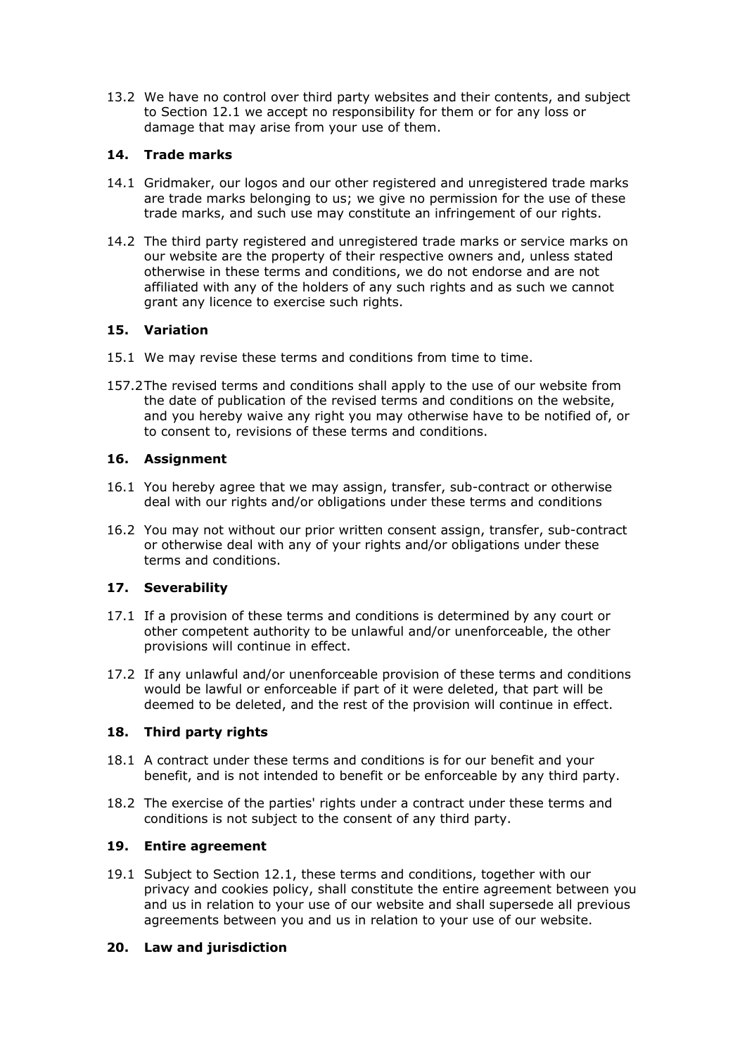13.2 We have no control over third party websites and their contents, and subject to Section 12.1 we accept no responsibility for them or for any loss or damage that may arise from your use of them.

## 14. Trade marks

14.1 Gridmaker, our logos and our other registered and unregistered trade marks are trade marks belonging to us; we give no permission for the use of these trade marks, and such use may constitute an infringement of our rights.

14.2 The third party registered and unregistered trade marks or service marks on our website are the property of their respective owners and, unless stated otherwise in these terms and conditions, we do not endorse and are not affiliated with any of the holders of any such rights and as such we cannot grant any licence to exercise such rights.

## 15. Variation

15.1 We may revise these terms and conditions from time to time.

157.2 The revised terms and conditions shall apply to the use of our website from the date of publication of the revised terms and conditions on the website, and you hereby waive any right you may otherwise have to be notified of, or to consent to, revisions of these terms and conditions.

## 16. Assignment

16.1 You hereby agree that we may assign, transfer, sub-contract or otherwise deal with our rights and/or obligations under these terms and conditions

16.2 You may not without our prior written consent assign, transfer, sub-contract or otherwise deal with any of your rights and/or obligations under these terms and conditions.

## 17. Severability

17.1 If a provision of these terms and conditions is determined by any court or other competent authority to be unlawful and/or unenforceable, the other provisions will continue in effect.

17.2 If any unlawful and/or unenforceable provision of these terms and conditions would be lawful or enforceable if part of it were deleted, that part will be deemed to be deleted, and the rest of the provision will continue in effect.

## 18. Third party rights

18.1 A contract under these terms and conditions is for our benefit and your benefit, and is not intended to benefit or be enforceable by any third party.

18.2 The exercise of the parties' rights under a contract under these terms and conditions is not subject to the consent of any third party.

## 19. Entire agreement

19.1 Subject to Section 12.1, these terms and conditions, together with our privacy and cookies policy, shall constitute the entire agreement between you and us in relation to your use of our website and shall supersede all previous agreements between you and us in relation to your use of our website.

## 20. Law and jurisdiction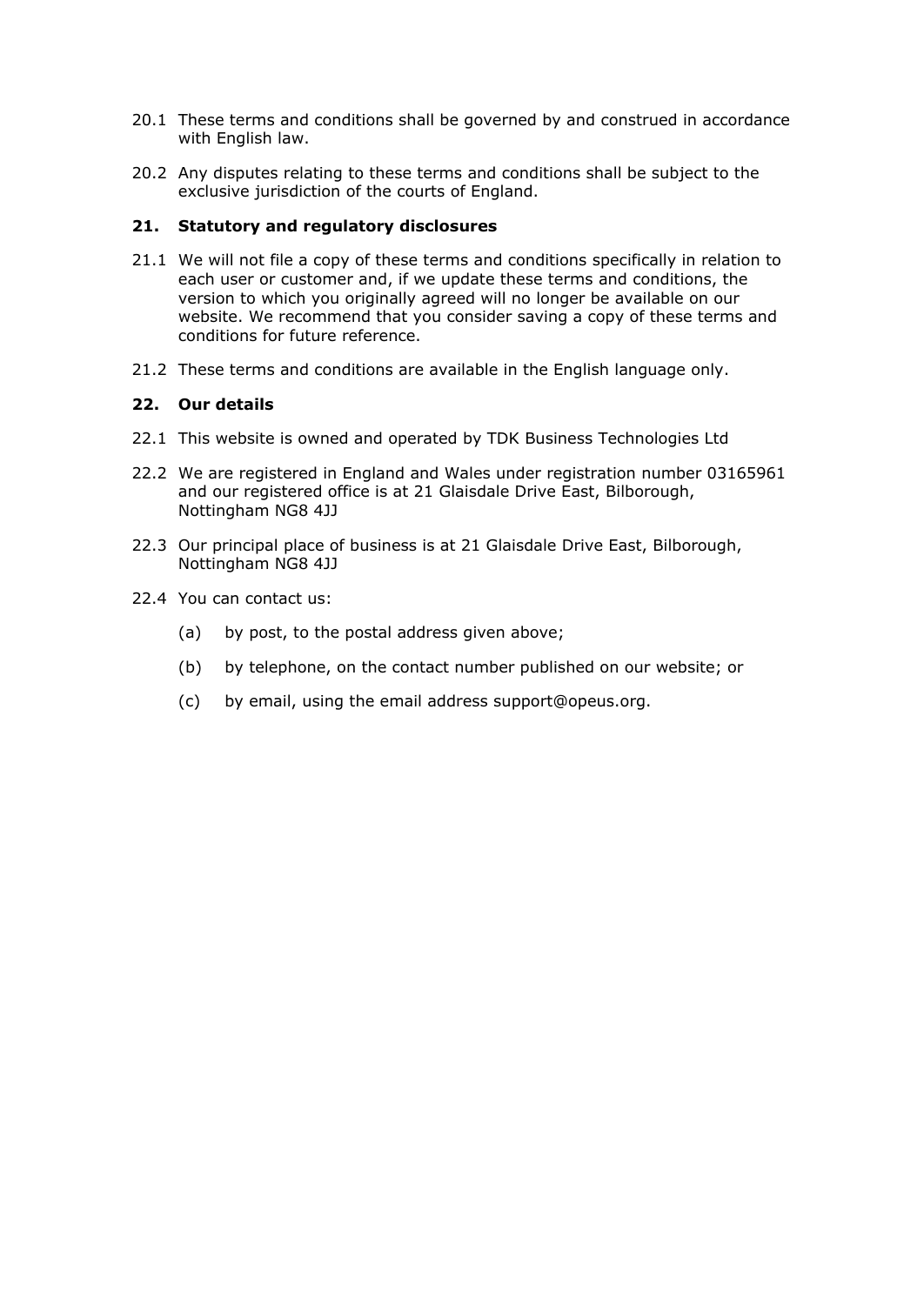20.1 These terms and conditions shall be governed by and construed in accordance with English law.

20.2 Any disputes relating to these terms and conditions shall be subject to the exclusive jurisdiction of the courts of England.

## 21. Statutory and regulatory disclosures

21.1 We will not file a copy of these terms and conditions specifically in relation to each user or customer and, if we update these terms and conditions, the version to which you originally agreed will no longer be available on our website. We recommend that you consider saving a copy of these terms and conditions for future reference.

21.2 These terms and conditions are available in the English language only.

## 22. Our details

22.1 This website is owned and operated by TDK Business Technologies Ltd

22.2 We are registered in England and Wales under registration number 03165961 and our registered office is at 21 Glaisdale Drive East, Bilborough, Nottingham NG8 4JJ

22.3 Our principal place of business is at 21 Glaisdale Drive East, Bilborough, Nottingham NG8 4JJ

22.4 You can contact us:

(a) by post, to the postal address given above;

(b) by telephone, on the contact number published on our website; or

(c) by email, using the email address support@opeus.org.